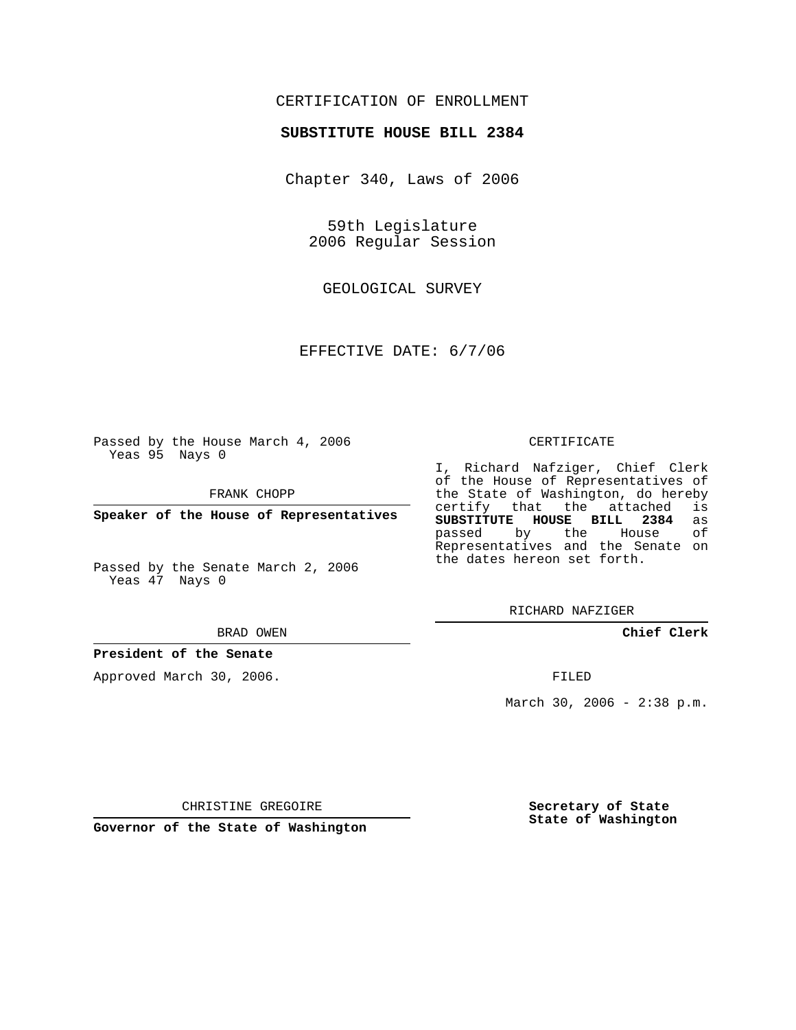CERTIFICATION OF ENROLLMENT

**SUBSTITUTE HOUSE BILL 2384**

Chapter 340, Laws of 2006

59th Legislature
2006 Regular Session

GEOLOGICAL SURVEY

EFFECTIVE DATE: 6/7/06

Passed by the House March 4, 2006
Yeas 95 Nays 0

FRANK CHOPP

**Speaker of the House of Representatives**

Passed by the Senate March 2, 2006
Yeas 47 Nays 0

BRAD OWEN

**President of the Senate**

Approved March 30, 2006.

CHRISTINE GREGOIRE

**Governor of the State of Washington**

CERTIFICATE

I, Richard Nafziger, Chief Clerk of the House of Representatives of the State of Washington, do hereby certify that the attached is **SUBSTITUTE HOUSE BILL 2384** as passed by the House of Representatives and the Senate on the dates hereon set forth.

RICHARD NAFZIGER

**Chief Clerk**

FILED

March 30, 2006 - 2:38 p.m.

**Secretary of State**
**State of Washington**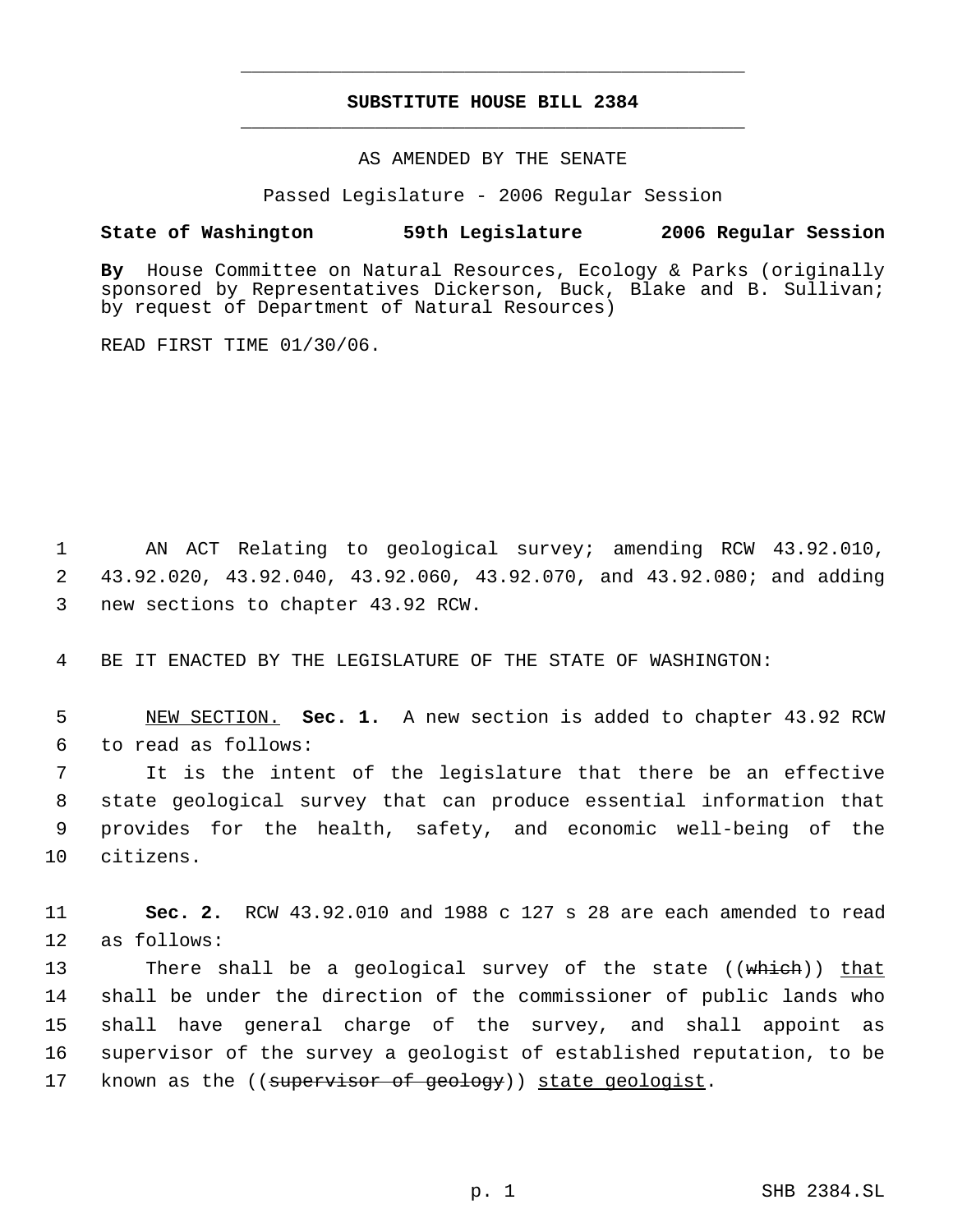# SUBSTITUTE HOUSE BILL 2384

AS AMENDED BY THE SENATE

Passed Legislature - 2006 Regular Session

**State of Washington 59th Legislature 2006 Regular Session**

**By** House Committee on Natural Resources, Ecology & Parks (originally sponsored by Representatives Dickerson, Buck, Blake and B. Sullivan; by request of Department of Natural Resources)

READ FIRST TIME 01/30/06.

AN ACT Relating to geological survey; amending RCW 43.92.010, 43.92.020, 43.92.040, 43.92.060, 43.92.070, and 43.92.080; and adding new sections to chapter 43.92 RCW.

BE IT ENACTED BY THE LEGISLATURE OF THE STATE OF WASHINGTON:

NEW SECTION. **Sec. 1.** A new section is added to chapter 43.92 RCW to read as follows:

It is the intent of the legislature that there be an effective state geological survey that can produce essential information that provides for the health, safety, and economic well-being of the citizens.

**Sec. 2.** RCW 43.92.010 and 1988 c 127 s 28 are each amended to read as follows:

There shall be a geological survey of the state ((~~which~~)) that shall be under the direction of the commissioner of public lands who shall have general charge of the survey, and shall appoint as supervisor of the survey a geologist of established reputation, to be known as the ((~~supervisor of geology~~)) state geologist.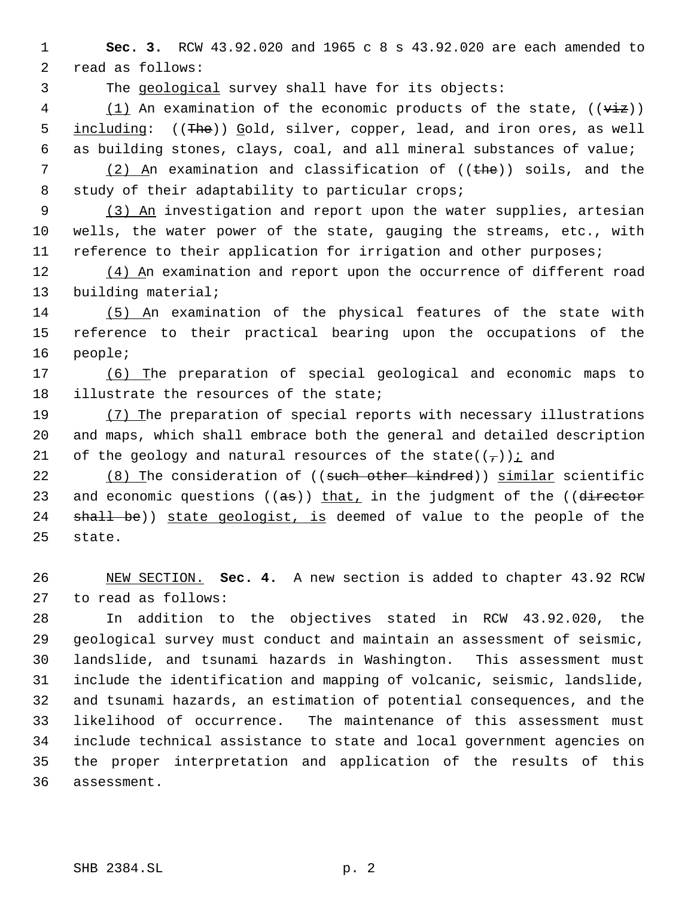**Sec. 3.** RCW 43.92.020 and 1965 c 8 s 43.92.020 are each amended to read as follows:

The geological survey shall have for its objects:

(1) An examination of the economic products of the state, ((~~viz~~)) including: ((~~The~~)) Gold, silver, copper, lead, and iron ores, as well as building stones, clays, coal, and all mineral substances of value;

(2) An examination and classification of ((~~the~~)) soils, and the study of their adaptability to particular crops;

(3) An investigation and report upon the water supplies, artesian wells, the water power of the state, gauging the streams, etc., with reference to their application for irrigation and other purposes;

(4) An examination and report upon the occurrence of different road building material;

(5) An examination of the physical features of the state with reference to their practical bearing upon the occupations of the people;

(6) The preparation of special geological and economic maps to illustrate the resources of the state;

(7) The preparation of special reports with necessary illustrations and maps, which shall embrace both the general and detailed description of the geology and natural resources of the state((~~,~~)); and

(8) The consideration of ((~~such other kindred~~)) similar scientific and economic questions ((~~as~~)) that, in the judgment of the ((~~director shall be~~)) state geologist, is deemed of value to the people of the state.

NEW SECTION. **Sec. 4.** A new section is added to chapter 43.92 RCW to read as follows:

In addition to the objectives stated in RCW 43.92.020, the geological survey must conduct and maintain an assessment of seismic, landslide, and tsunami hazards in Washington. This assessment must include the identification and mapping of volcanic, seismic, landslide, and tsunami hazards, an estimation of potential consequences, and the likelihood of occurrence. The maintenance of this assessment must include technical assistance to state and local government agencies on the proper interpretation and application of the results of this assessment.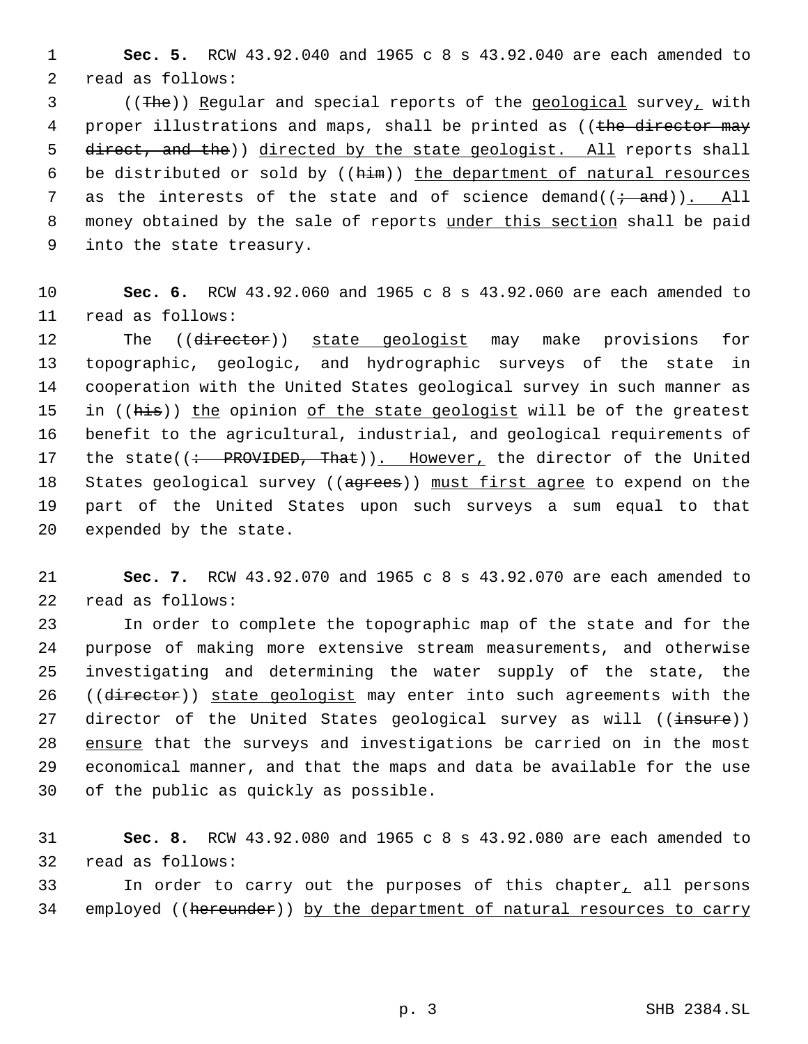**Sec. 5.** RCW 43.92.040 and 1965 c 8 s 43.92.040 are each amended to read as follows:

((~~The~~)) Regular and special reports of the geological survey, with proper illustrations and maps, shall be printed as ((~~the director may direct, and the~~)) directed by the state geologist. All reports shall be distributed or sold by ((~~him~~)) the department of natural resources as the interests of the state and of science demand((~~; and~~)). All money obtained by the sale of reports under this section shall be paid into the state treasury.

**Sec. 6.** RCW 43.92.060 and 1965 c 8 s 43.92.060 are each amended to read as follows:

The ((~~director~~)) state geologist may make provisions for topographic, geologic, and hydrographic surveys of the state in cooperation with the United States geological survey in such manner as in ((~~his~~)) the opinion of the state geologist will be of the greatest benefit to the agricultural, industrial, and geological requirements of the state((~~: PROVIDED, That~~)). However, the director of the United States geological survey ((~~agrees~~)) must first agree to expend on the part of the United States upon such surveys a sum equal to that expended by the state.

**Sec. 7.** RCW 43.92.070 and 1965 c 8 s 43.92.070 are each amended to read as follows:

In order to complete the topographic map of the state and for the purpose of making more extensive stream measurements, and otherwise investigating and determining the water supply of the state, the ((~~director~~)) state geologist may enter into such agreements with the director of the United States geological survey as will ((~~insure~~)) ensure that the surveys and investigations be carried on in the most economical manner, and that the maps and data be available for the use of the public as quickly as possible.

**Sec. 8.** RCW 43.92.080 and 1965 c 8 s 43.92.080 are each amended to read as follows:

In order to carry out the purposes of this chapter, all persons employed ((~~hereunder~~)) by the department of natural resources to carry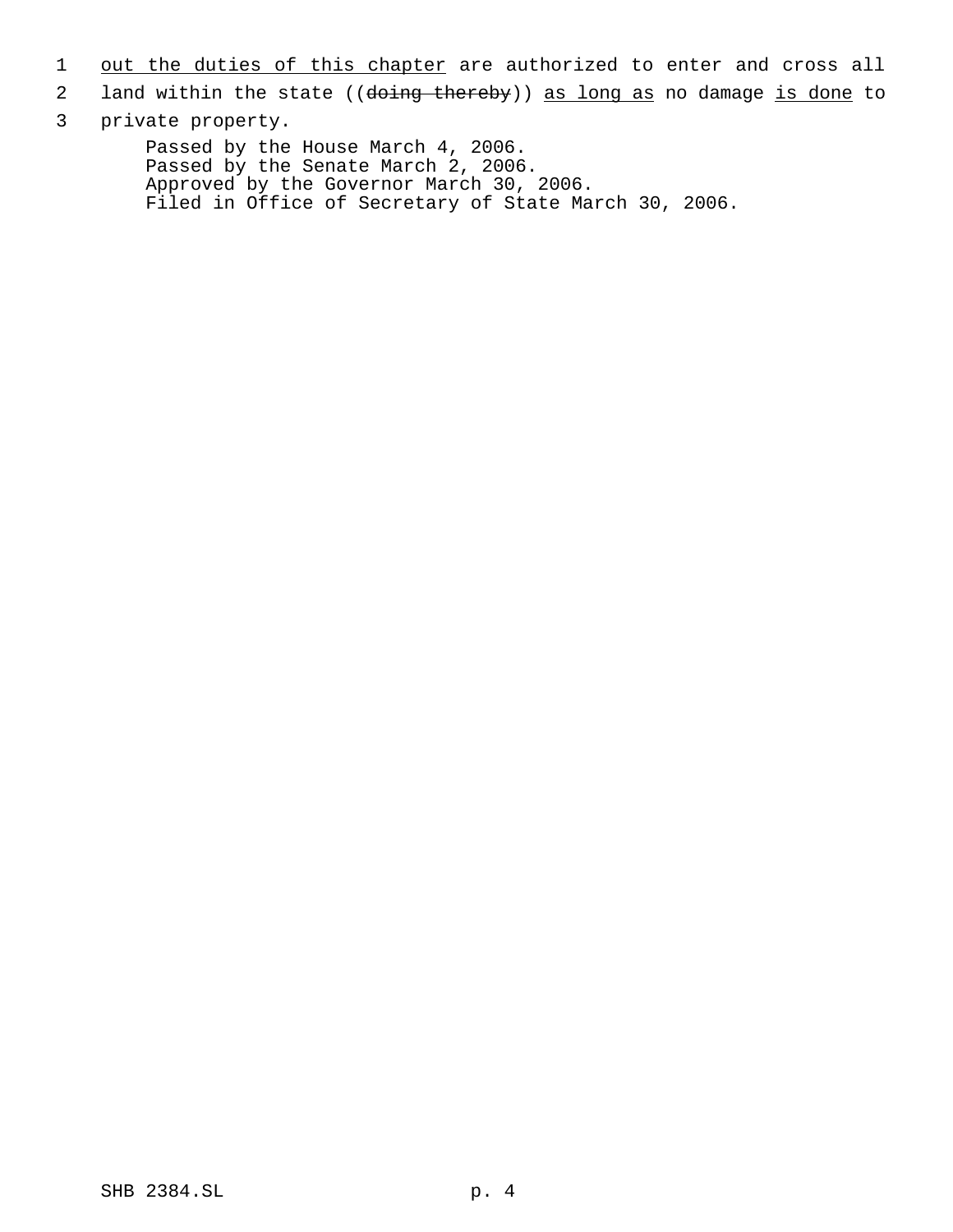<u>out the duties of this chapter</u> are authorized to enter and cross all land within the state ((~~doing thereby~~)) <u>as long as</u> no damage <u>is done</u> to private property.

Passed by the House March 4, 2006.
Passed by the Senate March 2, 2006.
Approved by the Governor March 30, 2006.
Filed in Office of Secretary of State March 30, 2006.